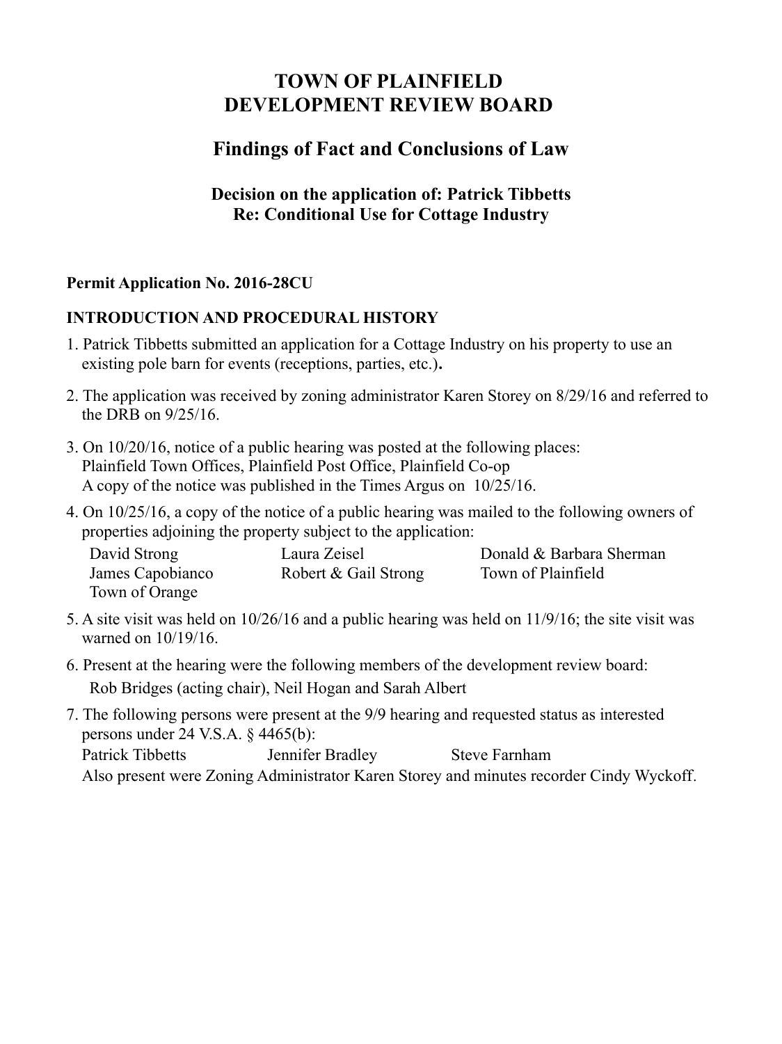# TOWN OF PLAINFIELD
# DEVELOPMENT REVIEW BOARD

## Findings of Fact and Conclusions of Law

### Decision on the application of: Patrick Tibbetts
### Re: Conditional Use for Cottage Industry

**Permit Application No. 2016-28CU**

**INTRODUCTION AND PROCEDURAL HISTORY**

1. Patrick Tibbetts submitted an application for a Cottage Industry on his property to use an existing pole barn for events (receptions, parties, etc.)**.**

2. The application was received by zoning administrator Karen Storey on 8/29/16 and referred to the DRB on 9/25/16.

3. On 10/20/16, notice of a public hearing was posted at the following places:
   Plainfield Town Offices, Plainfield Post Office, Plainfield Co-op
   A copy of the notice was published in the Times Argus on 10/25/16.

4. On 10/25/16, a copy of the notice of a public hearing was mailed to the following owners of properties adjoining the property subject to the application:

   | | | |
   |---|---|---|
   | David Strong | Laura Zeisel | Donald & Barbara Sherman |
   | James Capobianco | Robert & Gail Strong | Town of Plainfield |
   | Town of Orange | | |

5. A site visit was held on 10/26/16 and a public hearing was held on 11/9/16; the site visit was warned on 10/19/16.

6. Present at the hearing were the following members of the development review board:
   Rob Bridges (acting chair), Neil Hogan and Sarah Albert

7. The following persons were present at the 9/9 hearing and requested status as interested persons under 24 V.S.A. § 4465(b):
   Patrick Tibbetts Jennifer Bradley Steve Farnham
   Also present were Zoning Administrator Karen Storey and minutes recorder Cindy Wyckoff.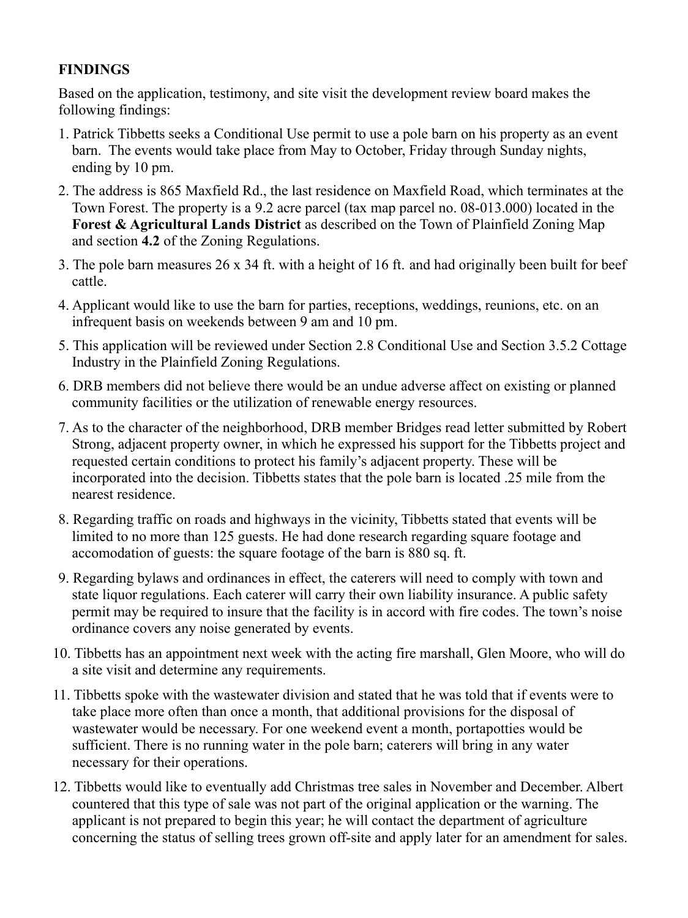**FINDINGS**

Based on the application, testimony, and site visit the development review board makes the following findings:

1. Patrick Tibbetts seeks a Conditional Use permit to use a pole barn on his property as an event barn. The events would take place from May to October, Friday through Sunday nights, ending by 10 pm.
2. The address is 865 Maxfield Rd., the last residence on Maxfield Road, which terminates at the Town Forest. The property is a 9.2 acre parcel (tax map parcel no. 08-013.000) located in the **Forest & Agricultural Lands District** as described on the Town of Plainfield Zoning Map and section **4.2** of the Zoning Regulations.
3. The pole barn measures 26 x 34 ft. with a height of 16 ft. and had originally been built for beef cattle.
4. Applicant would like to use the barn for parties, receptions, weddings, reunions, etc. on an infrequent basis on weekends between 9 am and 10 pm.
5. This application will be reviewed under Section 2.8 Conditional Use and Section 3.5.2 Cottage Industry in the Plainfield Zoning Regulations.
6. DRB members did not believe there would be an undue adverse affect on existing or planned community facilities or the utilization of renewable energy resources.
7. As to the character of the neighborhood, DRB member Bridges read letter submitted by Robert Strong, adjacent property owner, in which he expressed his support for the Tibbetts project and requested certain conditions to protect his family's adjacent property. These will be incorporated into the decision. Tibbetts states that the pole barn is located .25 mile from the nearest residence.
8. Regarding traffic on roads and highways in the vicinity, Tibbetts stated that events will be limited to no more than 125 guests. He had done research regarding square footage and accomodation of guests: the square footage of the barn is 880 sq. ft.
9. Regarding bylaws and ordinances in effect, the caterers will need to comply with town and state liquor regulations. Each caterer will carry their own liability insurance. A public safety permit may be required to insure that the facility is in accord with fire codes. The town's noise ordinance covers any noise generated by events.
10. Tibbetts has an appointment next week with the acting fire marshall, Glen Moore, who will do a site visit and determine any requirements.
11. Tibbetts spoke with the wastewater division and stated that he was told that if events were to take place more often than once a month, that additional provisions for the disposal of wastewater would be necessary. For one weekend event a month, portapotties would be sufficient. There is no running water in the pole barn; caterers will bring in any water necessary for their operations.
12. Tibbetts would like to eventually add Christmas tree sales in November and December. Albert countered that this type of sale was not part of the original application or the warning. The applicant is not prepared to begin this year; he will contact the department of agriculture concerning the status of selling trees grown off-site and apply later for an amendment for sales.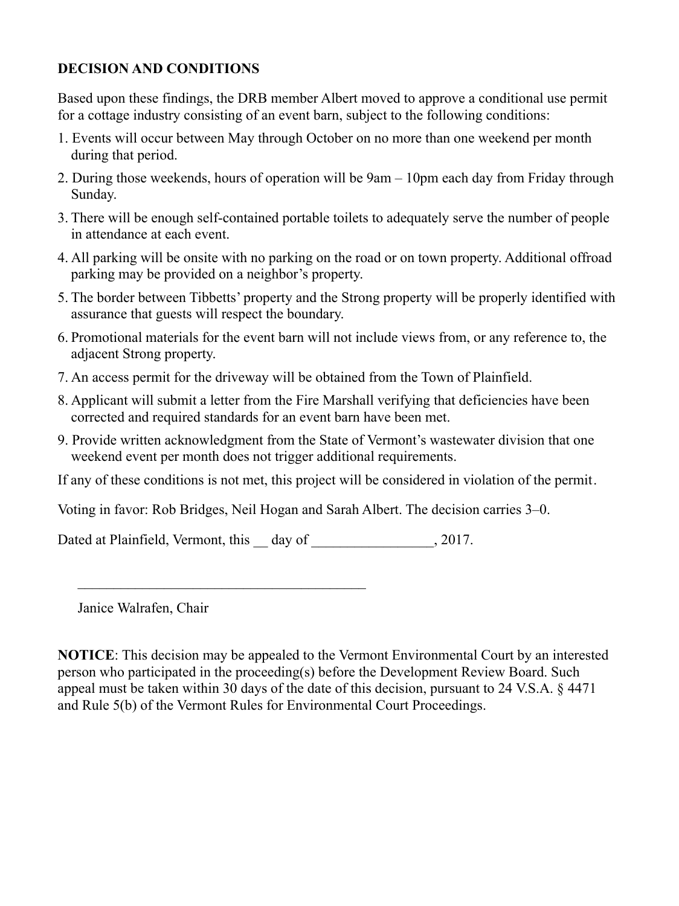**DECISION AND CONDITIONS**

Based upon these findings, the DRB member Albert moved to approve a conditional use permit for a cottage industry consisting of an event barn, subject to the following conditions:

1. Events will occur between May through October on no more than one weekend per month during that period.
2. During those weekends, hours of operation will be 9am – 10pm each day from Friday through Sunday.
3. There will be enough self-contained portable toilets to adequately serve the number of people in attendance at each event.
4. All parking will be onsite with no parking on the road or on town property. Additional offroad parking may be provided on a neighbor's property.
5. The border between Tibbetts' property and the Strong property will be properly identified with assurance that guests will respect the boundary.
6. Promotional materials for the event barn will not include views from, or any reference to, the adjacent Strong property.
7. An access permit for the driveway will be obtained from the Town of Plainfield.
8. Applicant will submit a letter from the Fire Marshall verifying that deficiencies have been corrected and required standards for an event barn have been met.
9. Provide written acknowledgment from the State of Vermont's wastewater division that one weekend event per month does not trigger additional requirements.

If any of these conditions is not met, this project will be considered in violation of the permit.

Voting in favor: Rob Bridges, Neil Hogan and Sarah Albert. The decision carries 3–0.

Dated at Plainfield, Vermont, this __ day of _________________, 2017.

_________________________________________

Janice Walrafen, Chair

**NOTICE**: This decision may be appealed to the Vermont Environmental Court by an interested person who participated in the proceeding(s) before the Development Review Board. Such appeal must be taken within 30 days of the date of this decision, pursuant to 24 V.S.A. § 4471 and Rule 5(b) of the Vermont Rules for Environmental Court Proceedings.